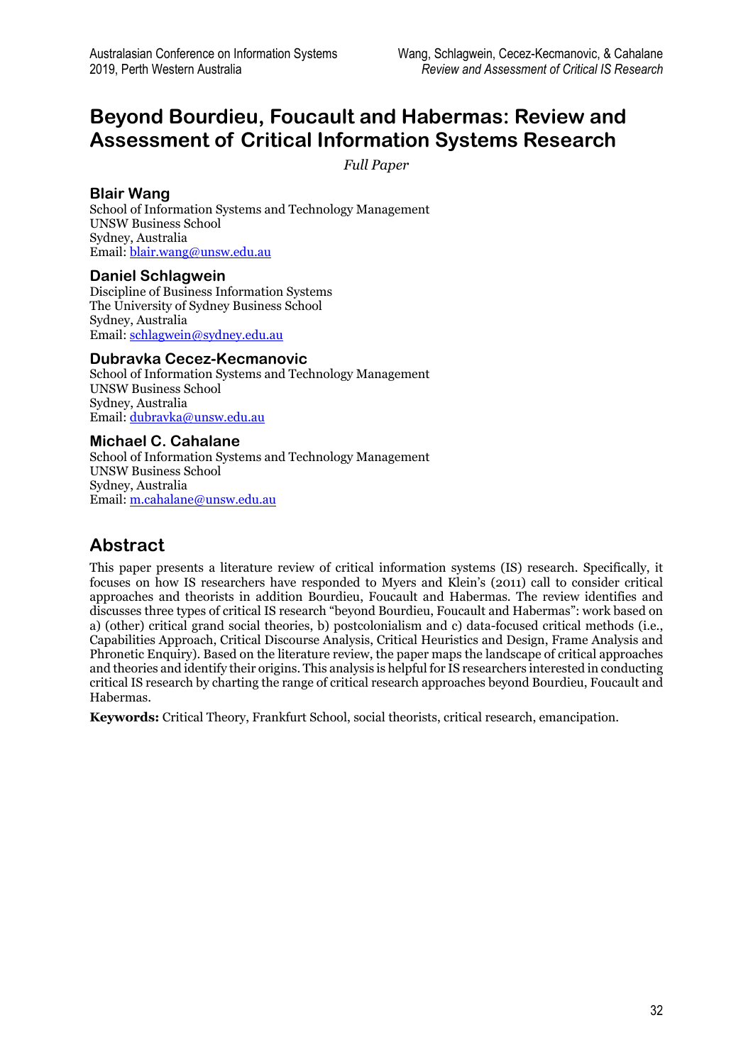# Beyond Bourdieu, Foucault and Habermas: Review and Assessment of Critical Information Systems Research

*Full Paper*

### Blair Wang

School of Information Systems and Technology Management
UNSW Business School
Sydney, Australia
Email: blair.wang@unsw.edu.au

### Daniel Schlagwein

Discipline of Business Information Systems
The University of Sydney Business School
Sydney, Australia
Email: schlagwein@sydney.edu.au

### Dubravka Cecez-Kecmanovic

School of Information Systems and Technology Management
UNSW Business School
Sydney, Australia
Email: dubravka@unsw.edu.au

### Michael C. Cahalane

School of Information Systems and Technology Management
UNSW Business School
Sydney, Australia
Email: m.cahalane@unsw.edu.au

## Abstract

This paper presents a literature review of critical information systems (IS) research. Specifically, it focuses on how IS researchers have responded to Myers and Klein's (2011) call to consider critical approaches and theorists in addition Bourdieu, Foucault and Habermas. The review identifies and discusses three types of critical IS research "beyond Bourdieu, Foucault and Habermas": work based on a) (other) critical grand social theories, b) postcolonialism and c) data-focused critical methods (i.e., Capabilities Approach, Critical Discourse Analysis, Critical Heuristics and Design, Frame Analysis and Phronetic Enquiry). Based on the literature review, the paper maps the landscape of critical approaches and theories and identify their origins. This analysis is helpful for IS researchers interested in conducting critical IS research by charting the range of critical research approaches beyond Bourdieu, Foucault and Habermas.

**Keywords:** Critical Theory, Frankfurt School, social theorists, critical research, emancipation.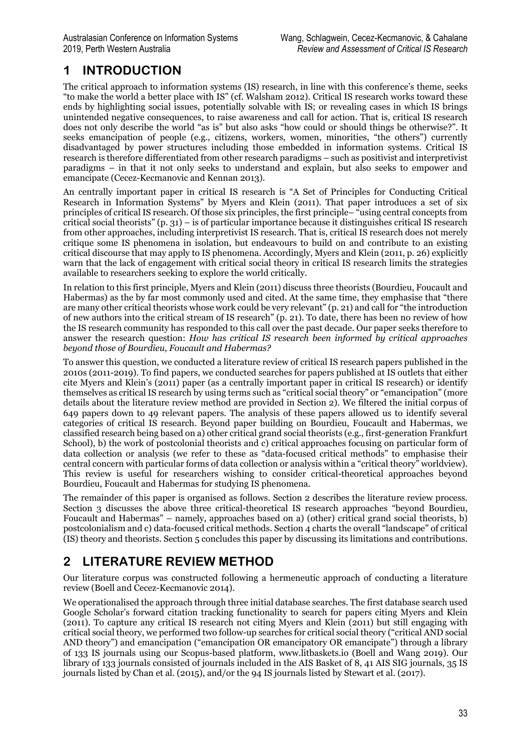# 1 INTRODUCTION

The critical approach to information systems (IS) research, in line with this conference's theme, seeks "to make the world a better place with IS" (cf. Walsham 2012). Critical IS research works toward these ends by highlighting social issues, potentially solvable with IS; or revealing cases in which IS brings unintended negative consequences, to raise awareness and call for action. That is, critical IS research does not only describe the world "as is" but also asks "how could or should things be otherwise?". It seeks emancipation of people (e.g., citizens, workers, women, minorities, "the others") currently disadvantaged by power structures including those embedded in information systems. Critical IS research is therefore differentiated from other research paradigms – such as positivist and interpretivist paradigms – in that it not only seeks to understand and explain, but also seeks to empower and emancipate (Cecez-Kecmanovic and Kennan 2013).

An centrally important paper in critical IS research is "A Set of Principles for Conducting Critical Research in Information Systems" by Myers and Klein (2011). That paper introduces a set of six principles of critical IS research. Of those six principles, the first principle– "using central concepts from critical social theorists" (p. 31) – is of particular importance because it distinguishes critical IS research from other approaches, including interpretivist IS research. That is, critical IS research does not merely critique some IS phenomena in isolation, but endeavours to build on and contribute to an existing critical discourse that may apply to IS phenomena. Accordingly, Myers and Klein (2011, p. 26) explicitly warn that the lack of engagement with critical social theory in critical IS research limits the strategies available to researchers seeking to explore the world critically.

In relation to this first principle, Myers and Klein (2011) discuss three theorists (Bourdieu, Foucault and Habermas) as the by far most commonly used and cited. At the same time, they emphasise that "there are many other critical theorists whose work could be very relevant" (p. 21) and call for "the introduction of new authors into the critical stream of IS research" (p. 21). To date, there has been no review of how the IS research community has responded to this call over the past decade. Our paper seeks therefore to answer the research question: *How has critical IS research been informed by critical approaches beyond those of Bourdieu, Foucault and Habermas?*

To answer this question, we conducted a literature review of critical IS research papers published in the 2010s (2011-2019). To find papers, we conducted searches for papers published at IS outlets that either cite Myers and Klein's (2011) paper (as a centrally important paper in critical IS research) or identify themselves as critical IS research by using terms such as "critical social theory" or "emancipation" (more details about the literature review method are provided in Section 2). We filtered the initial corpus of 649 papers down to 49 relevant papers. The analysis of these papers allowed us to identify several categories of critical IS research. Beyond paper building on Bourdieu, Foucault and Habermas, we classified research being based on a) other critical grand social theorists (e.g., first-generation Frankfurt School), b) the work of postcolonial theorists and c) critical approaches focusing on particular form of data collection or analysis (we refer to these as "data-focused critical methods" to emphasise their central concern with particular forms of data collection or analysis within a "critical theory" worldview). This review is useful for researchers wishing to consider critical-theoretical approaches beyond Bourdieu, Foucault and Habermas for studying IS phenomena.

The remainder of this paper is organised as follows. Section 2 describes the literature review process. Section 3 discusses the above three critical-theoretical IS research approaches "beyond Bourdieu, Foucault and Habermas" – namely, approaches based on a) (other) critical grand social theorists, b) postcolonialism and c) data-focused critical methods. Section 4 charts the overall "landscape" of critical (IS) theory and theorists. Section 5 concludes this paper by discussing its limitations and contributions.

# 2 LITERATURE REVIEW METHOD

Our literature corpus was constructed following a hermeneutic approach of conducting a literature review (Boell and Cecez-Kecmanovic 2014).

We operationalised the approach through three initial database searches. The first database search used Google Scholar's forward citation tracking functionality to search for papers citing Myers and Klein (2011). To capture any critical IS research not citing Myers and Klein (2011) but still engaging with critical social theory, we performed two follow-up searches for critical social theory ("critical AND social AND theory") and emancipation ("emancipation OR emancipatory OR emancipate") through a library of 133 IS journals using our Scopus-based platform, www.litbaskets.io (Boell and Wang 2019). Our library of 133 journals consisted of journals included in the AIS Basket of 8, 41 AIS SIG journals, 35 IS journals listed by Chan et al. (2015), and/or the 94 IS journals listed by Stewart et al. (2017).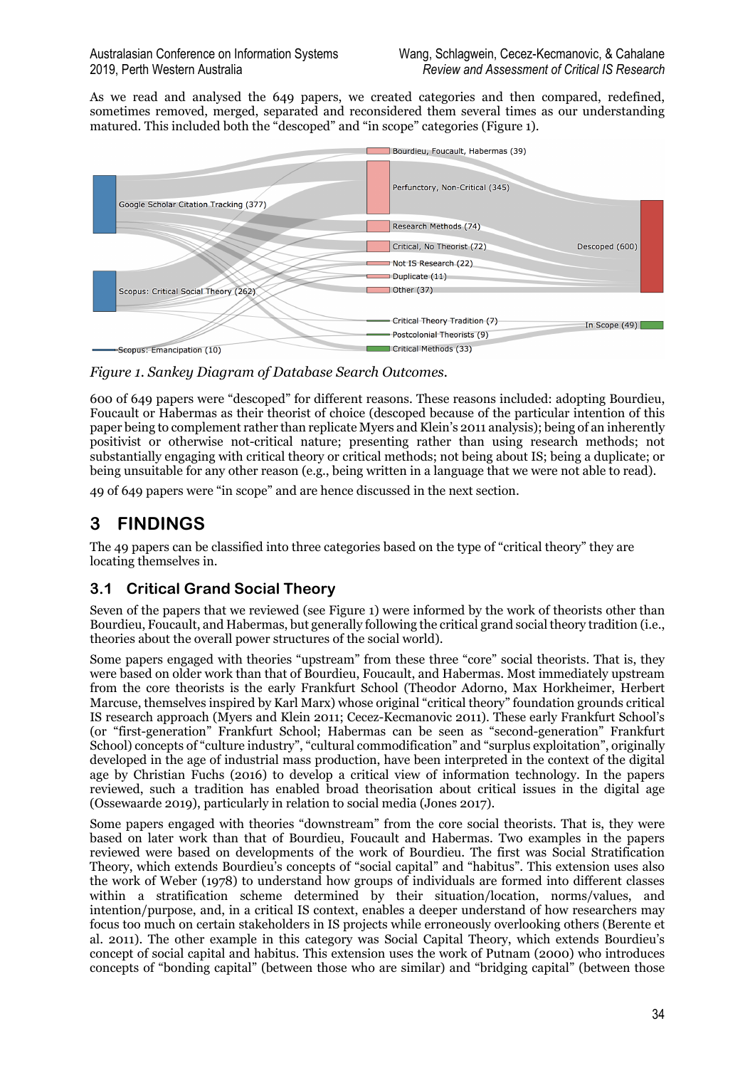As we read and analysed the 649 papers, we created categories and then compared, redefined, sometimes removed, merged, separated and reconsidered them several times as our understanding matured. This included both the "descoped" and "in scope" categories (Figure 1).

*Figure 1. Sankey Diagram of Database Search Outcomes.*

600 of 649 papers were "descoped" for different reasons. These reasons included: adopting Bourdieu, Foucault or Habermas as their theorist of choice (descoped because of the particular intention of this paper being to complement rather than replicate Myers and Klein's 2011 analysis); being of an inherently positivist or otherwise not-critical nature; presenting rather than using research methods; not substantially engaging with critical theory or critical methods; not being about IS; being a duplicate; or being unsuitable for any other reason (e.g., being written in a language that we were not able to read).

49 of 649 papers were "in scope" and are hence discussed in the next section.

# 3 FINDINGS

The 49 papers can be classified into three categories based on the type of "critical theory" they are locating themselves in.

## 3.1 Critical Grand Social Theory

Seven of the papers that we reviewed (see Figure 1) were informed by the work of theorists other than Bourdieu, Foucault, and Habermas, but generally following the critical grand social theory tradition (i.e., theories about the overall power structures of the social world).

Some papers engaged with theories "upstream" from these three "core" social theorists. That is, they were based on older work than that of Bourdieu, Foucault, and Habermas. Most immediately upstream from the core theorists is the early Frankfurt School (Theodor Adorno, Max Horkheimer, Herbert Marcuse, themselves inspired by Karl Marx) whose original "critical theory" foundation grounds critical IS research approach (Myers and Klein 2011; Cecez-Kecmanovic 2011). These early Frankfurt School's (or "first-generation" Frankfurt School; Habermas can be seen as "second-generation" Frankfurt School) concepts of "culture industry", "cultural commodification" and "surplus exploitation", originally developed in the age of industrial mass production, have been interpreted in the context of the digital age by Christian Fuchs (2016) to develop a critical view of information technology. In the papers reviewed, such a tradition has enabled broad theorisation about critical issues in the digital age (Ossewaarde 2019), particularly in relation to social media (Jones 2017).

Some papers engaged with theories "downstream" from the core social theorists. That is, they were based on later work than that of Bourdieu, Foucault and Habermas. Two examples in the papers reviewed were based on developments of the work of Bourdieu. The first was Social Stratification Theory, which extends Bourdieu's concepts of "social capital" and "habitus". This extension uses also the work of Weber (1978) to understand how groups of individuals are formed into different classes within a stratification scheme determined by their situation/location, norms/values, and intention/purpose, and, in a critical IS context, enables a deeper understand of how researchers may focus too much on certain stakeholders in IS projects while erroneously overlooking others (Berente et al. 2011). The other example in this category was Social Capital Theory, which extends Bourdieu's concept of social capital and habitus. This extension uses the work of Putnam (2000) who introduces concepts of "bonding capital" (between those who are similar) and "bridging capital" (between those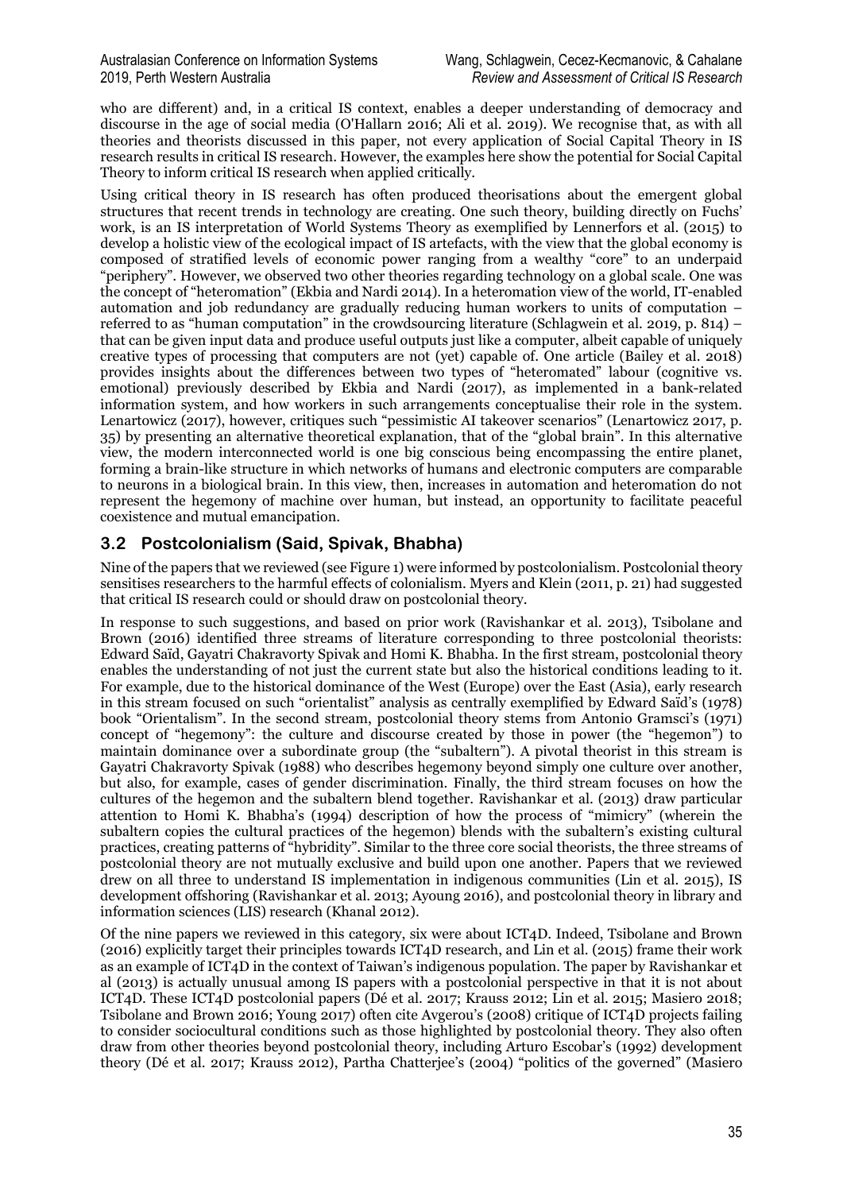who are different) and, in a critical IS context, enables a deeper understanding of democracy and discourse in the age of social media (O'Hallarn 2016; Ali et al. 2019). We recognise that, as with all theories and theorists discussed in this paper, not every application of Social Capital Theory in IS research results in critical IS research. However, the examples here show the potential for Social Capital Theory to inform critical IS research when applied critically.

Using critical theory in IS research has often produced theorisations about the emergent global structures that recent trends in technology are creating. One such theory, building directly on Fuchs' work, is an IS interpretation of World Systems Theory as exemplified by Lennerfors et al. (2015) to develop a holistic view of the ecological impact of IS artefacts, with the view that the global economy is composed of stratified levels of economic power ranging from a wealthy "core" to an underpaid "periphery". However, we observed two other theories regarding technology on a global scale. One was the concept of "heteromation" (Ekbia and Nardi 2014). In a heteromation view of the world, IT-enabled automation and job redundancy are gradually reducing human workers to units of computation – referred to as "human computation" in the crowdsourcing literature (Schlagwein et al. 2019, p. 814) – that can be given input data and produce useful outputs just like a computer, albeit capable of uniquely creative types of processing that computers are not (yet) capable of. One article (Bailey et al. 2018) provides insights about the differences between two types of "heteromated" labour (cognitive vs. emotional) previously described by Ekbia and Nardi (2017), as implemented in a bank-related information system, and how workers in such arrangements conceptualise their role in the system. Lenartowicz (2017), however, critiques such "pessimistic AI takeover scenarios" (Lenartowicz 2017, p. 35) by presenting an alternative theoretical explanation, that of the "global brain". In this alternative view, the modern interconnected world is one big conscious being encompassing the entire planet, forming a brain-like structure in which networks of humans and electronic computers are comparable to neurons in a biological brain. In this view, then, increases in automation and heteromation do not represent the hegemony of machine over human, but instead, an opportunity to facilitate peaceful coexistence and mutual emancipation.

## 3.2 Postcolonialism (Said, Spivak, Bhabha)

Nine of the papers that we reviewed (see Figure 1) were informed by postcolonialism. Postcolonial theory sensitises researchers to the harmful effects of colonialism. Myers and Klein (2011, p. 21) had suggested that critical IS research could or should draw on postcolonial theory.

In response to such suggestions, and based on prior work (Ravishankar et al. 2013), Tsibolane and Brown (2016) identified three streams of literature corresponding to three postcolonial theorists: Edward Saïd, Gayatri Chakravorty Spivak and Homi K. Bhabha. In the first stream, postcolonial theory enables the understanding of not just the current state but also the historical conditions leading to it. For example, due to the historical dominance of the West (Europe) over the East (Asia), early research in this stream focused on such "orientalist" analysis as centrally exemplified by Edward Saïd's (1978) book "Orientalism". In the second stream, postcolonial theory stems from Antonio Gramsci's (1971) concept of "hegemony": the culture and discourse created by those in power (the "hegemon") to maintain dominance over a subordinate group (the "subaltern"). A pivotal theorist in this stream is Gayatri Chakravorty Spivak (1988) who describes hegemony beyond simply one culture over another, but also, for example, cases of gender discrimination. Finally, the third stream focuses on how the cultures of the hegemon and the subaltern blend together. Ravishankar et al. (2013) draw particular attention to Homi K. Bhabha's (1994) description of how the process of "mimicry" (wherein the subaltern copies the cultural practices of the hegemon) blends with the subaltern's existing cultural practices, creating patterns of "hybridity". Similar to the three core social theorists, the three streams of postcolonial theory are not mutually exclusive and build upon one another. Papers that we reviewed drew on all three to understand IS implementation in indigenous communities (Lin et al. 2015), IS development offshoring (Ravishankar et al. 2013; Ayoung 2016), and postcolonial theory in library and information sciences (LIS) research (Khanal 2012).

Of the nine papers we reviewed in this category, six were about ICT4D. Indeed, Tsibolane and Brown (2016) explicitly target their principles towards ICT4D research, and Lin et al. (2015) frame their work as an example of ICT4D in the context of Taiwan's indigenous population. The paper by Ravishankar et al (2013) is actually unusual among IS papers with a postcolonial perspective in that it is not about ICT4D. These ICT4D postcolonial papers (Dé et al. 2017; Krauss 2012; Lin et al. 2015; Masiero 2018; Tsibolane and Brown 2016; Young 2017) often cite Avgerou's (2008) critique of ICT4D projects failing to consider sociocultural conditions such as those highlighted by postcolonial theory. They also often draw from other theories beyond postcolonial theory, including Arturo Escobar's (1992) development theory (Dé et al. 2017; Krauss 2012), Partha Chatterjee's (2004) "politics of the governed" (Masiero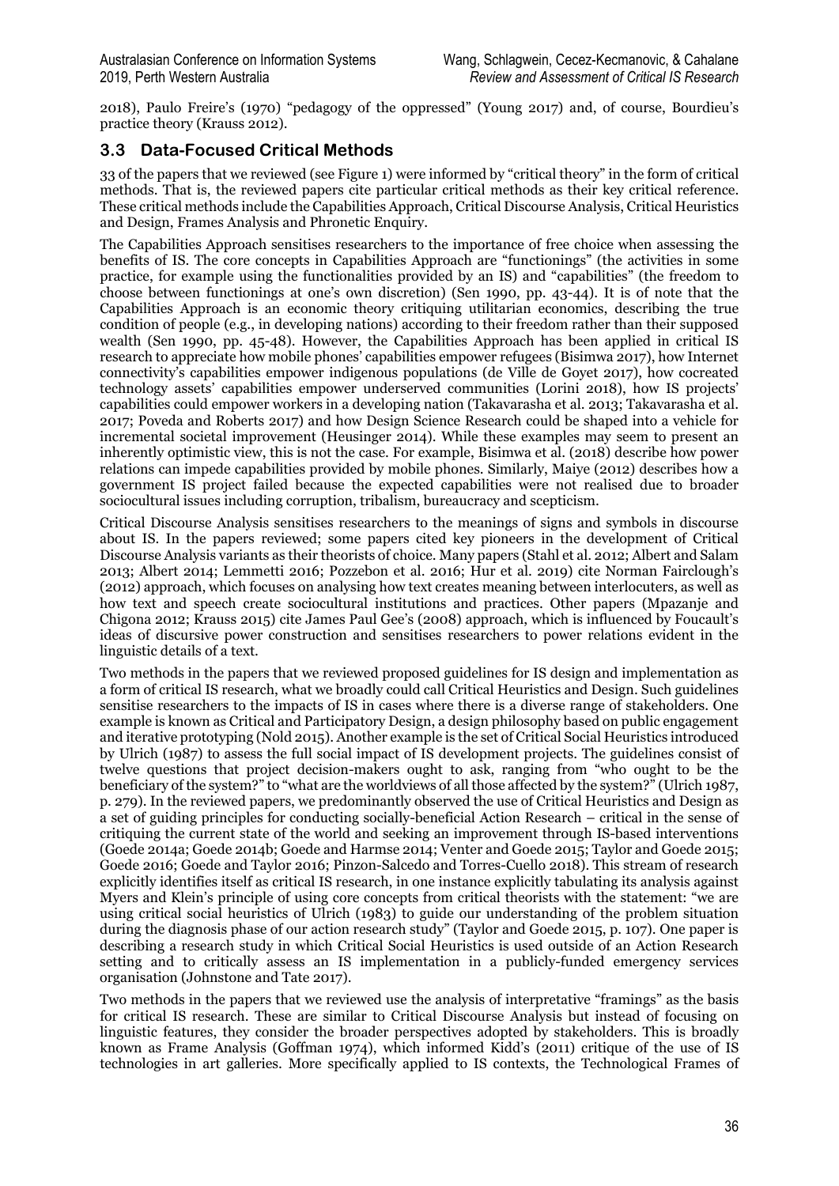2018), Paulo Freire's (1970) "pedagogy of the oppressed" (Young 2017) and, of course, Bourdieu's practice theory (Krauss 2012).

### 3.3 Data-Focused Critical Methods

33 of the papers that we reviewed (see Figure 1) were informed by "critical theory" in the form of critical methods. That is, the reviewed papers cite particular critical methods as their key critical reference. These critical methods include the Capabilities Approach, Critical Discourse Analysis, Critical Heuristics and Design, Frames Analysis and Phronetic Enquiry.

The Capabilities Approach sensitises researchers to the importance of free choice when assessing the benefits of IS. The core concepts in Capabilities Approach are "functionings" (the activities in some practice, for example using the functionalities provided by an IS) and "capabilities" (the freedom to choose between functionings at one's own discretion) (Sen 1990, pp. 43-44). It is of note that the Capabilities Approach is an economic theory critiquing utilitarian economics, describing the true condition of people (e.g., in developing nations) according to their freedom rather than their supposed wealth (Sen 1990, pp. 45-48). However, the Capabilities Approach has been applied in critical IS research to appreciate how mobile phones' capabilities empower refugees (Bisimwa 2017), how Internet connectivity's capabilities empower indigenous populations (de Ville de Goyet 2017), how cocreated technology assets' capabilities empower underserved communities (Lorini 2018), how IS projects' capabilities could empower workers in a developing nation (Takavarasha et al. 2013; Takavarasha et al. 2017; Poveda and Roberts 2017) and how Design Science Research could be shaped into a vehicle for incremental societal improvement (Heusinger 2014). While these examples may seem to present an inherently optimistic view, this is not the case. For example, Bisimwa et al. (2018) describe how power relations can impede capabilities provided by mobile phones. Similarly, Maiye (2012) describes how a government IS project failed because the expected capabilities were not realised due to broader sociocultural issues including corruption, tribalism, bureaucracy and scepticism.

Critical Discourse Analysis sensitises researchers to the meanings of signs and symbols in discourse about IS. In the papers reviewed; some papers cited key pioneers in the development of Critical Discourse Analysis variants as their theorists of choice. Many papers (Stahl et al. 2012; Albert and Salam 2013; Albert 2014; Lemmetti 2016; Pozzebon et al. 2016; Hur et al. 2019) cite Norman Fairclough's (2012) approach, which focuses on analysing how text creates meaning between interlocuters, as well as how text and speech create sociocultural institutions and practices. Other papers (Mpazanje and Chigona 2012; Krauss 2015) cite James Paul Gee's (2008) approach, which is influenced by Foucault's ideas of discursive power construction and sensitises researchers to power relations evident in the linguistic details of a text.

Two methods in the papers that we reviewed proposed guidelines for IS design and implementation as a form of critical IS research, what we broadly could call Critical Heuristics and Design. Such guidelines sensitise researchers to the impacts of IS in cases where there is a diverse range of stakeholders. One example is known as Critical and Participatory Design, a design philosophy based on public engagement and iterative prototyping (Nold 2015). Another example is the set of Critical Social Heuristics introduced by Ulrich (1987) to assess the full social impact of IS development projects. The guidelines consist of twelve questions that project decision-makers ought to ask, ranging from "who ought to be the beneficiary of the system?" to "what are the worldviews of all those affected by the system?" (Ulrich 1987, p. 279). In the reviewed papers, we predominantly observed the use of Critical Heuristics and Design as a set of guiding principles for conducting socially-beneficial Action Research – critical in the sense of critiquing the current state of the world and seeking an improvement through IS-based interventions (Goede 2014a; Goede 2014b; Goede and Harmse 2014; Venter and Goede 2015; Taylor and Goede 2015; Goede 2016; Goede and Taylor 2016; Pinzon-Salcedo and Torres-Cuello 2018). This stream of research explicitly identifies itself as critical IS research, in one instance explicitly tabulating its analysis against Myers and Klein's principle of using core concepts from critical theorists with the statement: "we are using critical social heuristics of Ulrich (1983) to guide our understanding of the problem situation during the diagnosis phase of our action research study" (Taylor and Goede 2015, p. 107). One paper is describing a research study in which Critical Social Heuristics is used outside of an Action Research setting and to critically assess an IS implementation in a publicly-funded emergency services organisation (Johnstone and Tate 2017).

Two methods in the papers that we reviewed use the analysis of interpretative "framings" as the basis for critical IS research. These are similar to Critical Discourse Analysis but instead of focusing on linguistic features, they consider the broader perspectives adopted by stakeholders. This is broadly known as Frame Analysis (Goffman 1974), which informed Kidd's (2011) critique of the use of IS technologies in art galleries. More specifically applied to IS contexts, the Technological Frames of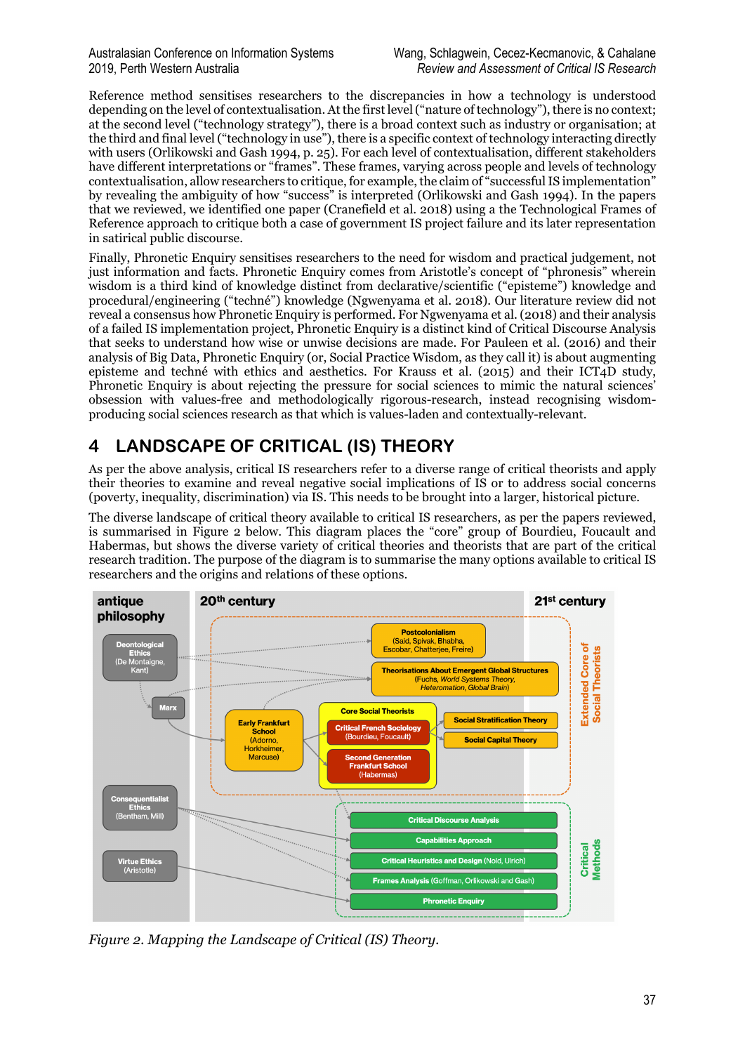Reference method sensitises researchers to the discrepancies in how a technology is understood depending on the level of contextualisation. At the first level ("nature of technology"), there is no context; at the second level ("technology strategy"), there is a broad context such as industry or organisation; at the third and final level ("technology in use"), there is a specific context of technology interacting directly with users (Orlikowski and Gash 1994, p. 25). For each level of contextualisation, different stakeholders have different interpretations or "frames". These frames, varying across people and levels of technology contextualisation, allow researchers to critique, for example, the claim of "successful IS implementation" by revealing the ambiguity of how "success" is interpreted (Orlikowski and Gash 1994). In the papers that we reviewed, we identified one paper (Cranefield et al. 2018) using a the Technological Frames of Reference approach to critique both a case of government IS project failure and its later representation in satirical public discourse.

Finally, Phronetic Enquiry sensitises researchers to the need for wisdom and practical judgement, not just information and facts. Phronetic Enquiry comes from Aristotle's concept of "phronesis" wherein wisdom is a third kind of knowledge distinct from declarative/scientific ("episteme") knowledge and procedural/engineering ("techné") knowledge (Ngwenyama et al. 2018). Our literature review did not reveal a consensus how Phronetic Enquiry is performed. For Ngwenyama et al. (2018) and their analysis of a failed IS implementation project, Phronetic Enquiry is a distinct kind of Critical Discourse Analysis that seeks to understand how wise or unwise decisions are made. For Pauleen et al. (2016) and their analysis of Big Data, Phronetic Enquiry (or, Social Practice Wisdom, as they call it) is about augmenting episteme and techné with ethics and aesthetics. For Krauss et al. (2015) and their ICT4D study, Phronetic Enquiry is about rejecting the pressure for social sciences to mimic the natural sciences' obsession with values-free and methodologically rigorous-research, instead recognising wisdom-producing social sciences research as that which is values-laden and contextually-relevant.

# 4 LANDSCAPE OF CRITICAL (IS) THEORY

As per the above analysis, critical IS researchers refer to a diverse range of critical theorists and apply their theories to examine and reveal negative social implications of IS or to address social concerns (poverty, inequality, discrimination) via IS. This needs to be brought into a larger, historical picture.

The diverse landscape of critical theory available to critical IS researchers, as per the papers reviewed, is summarised in Figure 2 below. This diagram places the "core" group of Bourdieu, Foucault and Habermas, but shows the diverse variety of critical theories and theorists that are part of the critical research tradition. The purpose of the diagram is to summarise the many options available to critical IS researchers and the origins and relations of these options.

*Figure 2. Mapping the Landscape of Critical (IS) Theory.*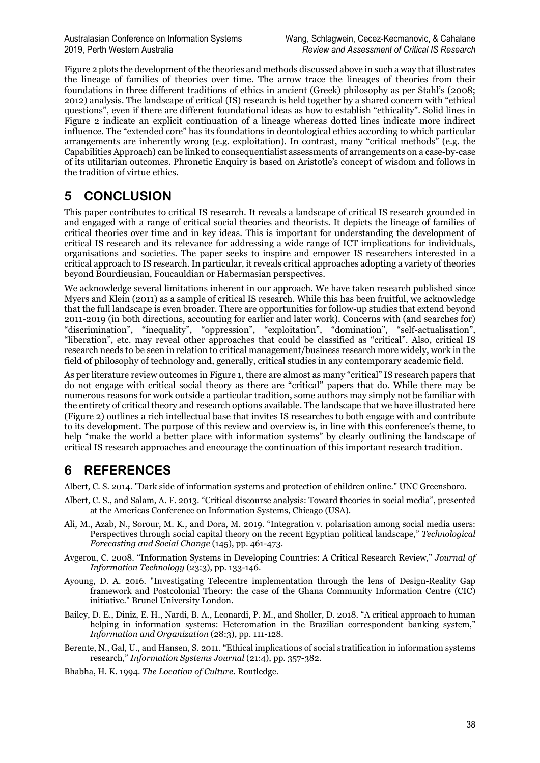Figure 2 plots the development of the theories and methods discussed above in such a way that illustrates the lineage of families of theories over time. The arrow trace the lineages of theories from their foundations in three different traditions of ethics in ancient (Greek) philosophy as per Stahl's (2008; 2012) analysis. The landscape of critical (IS) research is held together by a shared concern with "ethical questions", even if there are different foundational ideas as how to establish "ethicality". Solid lines in Figure 2 indicate an explicit continuation of a lineage whereas dotted lines indicate more indirect influence. The "extended core" has its foundations in deontological ethics according to which particular arrangements are inherently wrong (e.g. exploitation). In contrast, many "critical methods" (e.g. the Capabilities Approach) can be linked to consequentialist assessments of arrangements on a case-by-case of its utilitarian outcomes. Phronetic Enquiry is based on Aristotle's concept of wisdom and follows in the tradition of virtue ethics.

# 5 CONCLUSION

This paper contributes to critical IS research. It reveals a landscape of critical IS research grounded in and engaged with a range of critical social theories and theorists. It depicts the lineage of families of critical theories over time and in key ideas. This is important for understanding the development of critical IS research and its relevance for addressing a wide range of ICT implications for individuals, organisations and societies. The paper seeks to inspire and empower IS researchers interested in a critical approach to IS research. In particular, it reveals critical approaches adopting a variety of theories beyond Bourdieusian, Foucauldian or Habermasian perspectives.

We acknowledge several limitations inherent in our approach. We have taken research published since Myers and Klein (2011) as a sample of critical IS research. While this has been fruitful, we acknowledge that the full landscape is even broader. There are opportunities for follow-up studies that extend beyond 2011-2019 (in both directions, accounting for earlier and later work). Concerns with (and searches for) "discrimination", "inequality", "oppression", "exploitation", "domination", "self-actualisation", "liberation", etc. may reveal other approaches that could be classified as "critical". Also, critical IS research needs to be seen in relation to critical management/business research more widely, work in the field of philosophy of technology and, generally, critical studies in any contemporary academic field.

As per literature review outcomes in Figure 1, there are almost as many "critical" IS research papers that do not engage with critical social theory as there are "critical" papers that do. While there may be numerous reasons for work outside a particular tradition, some authors may simply not be familiar with the entirety of critical theory and research options available. The landscape that we have illustrated here (Figure 2) outlines a rich intellectual base that invites IS researches to both engage with and contribute to its development. The purpose of this review and overview is, in line with this conference's theme, to help "make the world a better place with information systems" by clearly outlining the landscape of critical IS research approaches and encourage the continuation of this important research tradition.

# 6 REFERENCES

Albert, C. S. 2014. "Dark side of information systems and protection of children online." UNC Greensboro.

Albert, C. S., and Salam, A. F. 2013. "Critical discourse analysis: Toward theories in social media", presented at the Americas Conference on Information Systems, Chicago (USA).

Ali, M., Azab, N., Sorour, M. K., and Dora, M. 2019. "Integration v. polarisation among social media users: Perspectives through social capital theory on the recent Egyptian political landscape," *Technological Forecasting and Social Change* (145), pp. 461-473.

Avgerou, C. 2008. "Information Systems in Developing Countries: A Critical Research Review," *Journal of Information Technology* (23:3), pp. 133-146.

Ayoung, D. A. 2016. "Investigating Telecentre implementation through the lens of Design-Reality Gap framework and Postcolonial Theory: the case of the Ghana Community Information Centre (CIC) initiative." Brunel University London.

Bailey, D. E., Diniz, E. H., Nardi, B. A., Leonardi, P. M., and Sholler, D. 2018. "A critical approach to human helping in information systems: Heteromation in the Brazilian correspondent banking system," *Information and Organization* (28:3), pp. 111-128.

Berente, N., Gal, U., and Hansen, S. 2011. "Ethical implications of social stratification in information systems research," *Information Systems Journal* (21:4), pp. 357-382.

Bhabha, H. K. 1994. *The Location of Culture*. Routledge.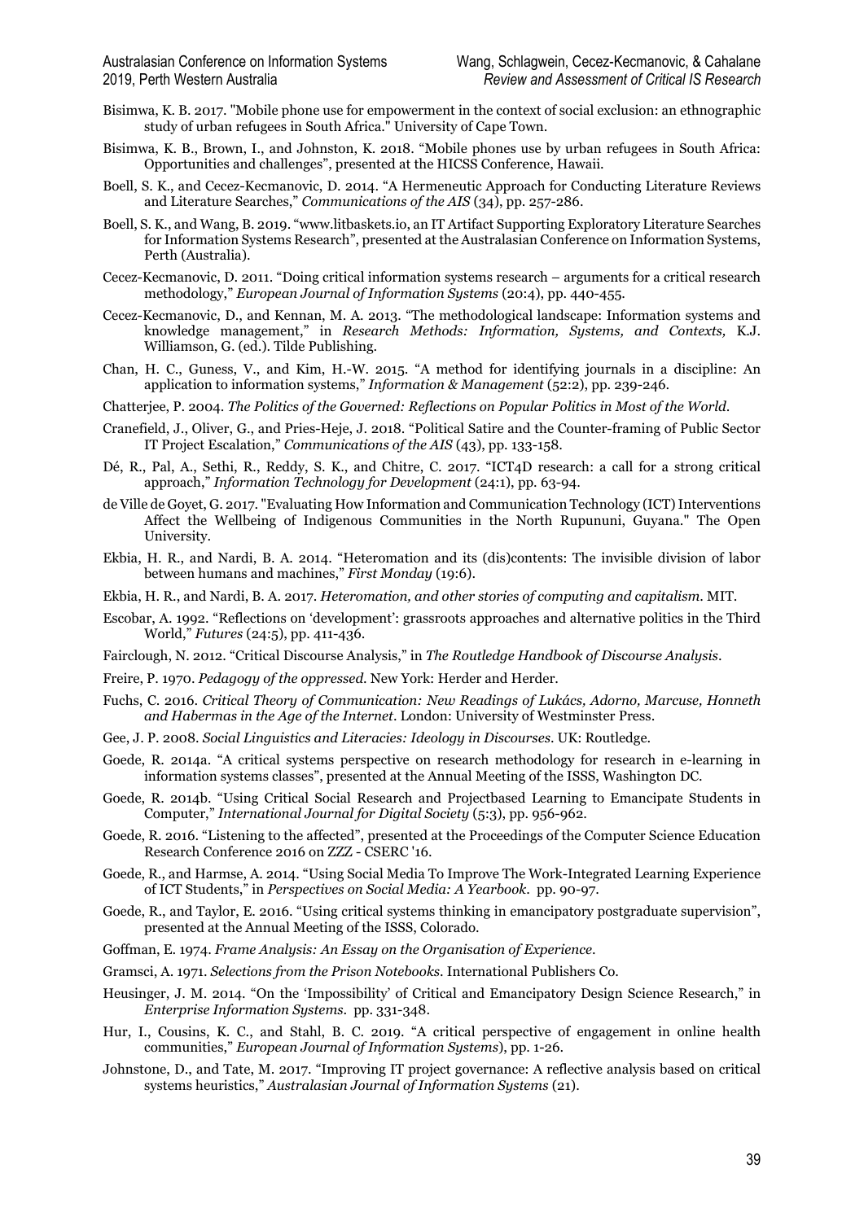Bisimwa, K. B. 2017. "Mobile phone use for empowerment in the context of social exclusion: an ethnographic study of urban refugees in South Africa." University of Cape Town.

Bisimwa, K. B., Brown, I., and Johnston, K. 2018. "Mobile phones use by urban refugees in South Africa: Opportunities and challenges", presented at the HICSS Conference, Hawaii.

Boell, S. K., and Cecez-Kecmanovic, D. 2014. "A Hermeneutic Approach for Conducting Literature Reviews and Literature Searches," *Communications of the AIS* (34), pp. 257-286.

Boell, S. K., and Wang, B. 2019. "www.litbaskets.io, an IT Artifact Supporting Exploratory Literature Searches for Information Systems Research", presented at the Australasian Conference on Information Systems, Perth (Australia).

Cecez-Kecmanovic, D. 2011. "Doing critical information systems research – arguments for a critical research methodology," *European Journal of Information Systems* (20:4), pp. 440-455.

Cecez-Kecmanovic, D., and Kennan, M. A. 2013. "The methodological landscape: Information systems and knowledge management," in *Research Methods: Information, Systems, and Contexts,* K.J. Williamson, G. (ed.). Tilde Publishing.

Chan, H. C., Guness, V., and Kim, H.-W. 2015. "A method for identifying journals in a discipline: An application to information systems," *Information & Management* (52:2), pp. 239-246.

Chatterjee, P. 2004. *The Politics of the Governed: Reflections on Popular Politics in Most of the World.*

Cranefield, J., Oliver, G., and Pries-Heje, J. 2018. "Political Satire and the Counter-framing of Public Sector IT Project Escalation," *Communications of the AIS* (43), pp. 133-158.

Dé, R., Pal, A., Sethi, R., Reddy, S. K., and Chitre, C. 2017. "ICT4D research: a call for a strong critical approach," *Information Technology for Development* (24:1), pp. 63-94.

de Ville de Goyet, G. 2017. "Evaluating How Information and Communication Technology (ICT) Interventions Affect the Wellbeing of Indigenous Communities in the North Rupununi, Guyana." The Open University.

Ekbia, H. R., and Nardi, B. A. 2014. "Heteromation and its (dis)contents: The invisible division of labor between humans and machines," *First Monday* (19:6).

Ekbia, H. R., and Nardi, B. A. 2017. *Heteromation, and other stories of computing and capitalism.* MIT.

Escobar, A. 1992. "Reflections on 'development': grassroots approaches and alternative politics in the Third World," *Futures* (24:5), pp. 411-436.

Fairclough, N. 2012. "Critical Discourse Analysis," in *The Routledge Handbook of Discourse Analysis.*

Freire, P. 1970. *Pedagogy of the oppressed.* New York: Herder and Herder.

Fuchs, C. 2016. *Critical Theory of Communication: New Readings of Lukács, Adorno, Marcuse, Honneth and Habermas in the Age of the Internet.* London: University of Westminster Press.

Gee, J. P. 2008. *Social Linguistics and Literacies: Ideology in Discourses.* UK: Routledge.

Goede, R. 2014a. "A critical systems perspective on research methodology for research in e-learning in information systems classes", presented at the Annual Meeting of the ISSS, Washington DC.

Goede, R. 2014b. "Using Critical Social Research and Projectbased Learning to Emancipate Students in Computer," *International Journal for Digital Society* (5:3), pp. 956-962.

Goede, R. 2016. "Listening to the affected", presented at the Proceedings of the Computer Science Education Research Conference 2016 on ZZZ - CSERC '16.

Goede, R., and Harmse, A. 2014. "Using Social Media To Improve The Work-Integrated Learning Experience of ICT Students," in *Perspectives on Social Media: A Yearbook.* pp. 90-97.

Goede, R., and Taylor, E. 2016. "Using critical systems thinking in emancipatory postgraduate supervision", presented at the Annual Meeting of the ISSS, Colorado.

Goffman, E. 1974. *Frame Analysis: An Essay on the Organisation of Experience.*

Gramsci, A. 1971. *Selections from the Prison Notebooks.* International Publishers Co.

Heusinger, J. M. 2014. "On the 'Impossibility' of Critical and Emancipatory Design Science Research," in *Enterprise Information Systems.* pp. 331-348.

Hur, I., Cousins, K. C., and Stahl, B. C. 2019. "A critical perspective of engagement in online health communities," *European Journal of Information Systems*), pp. 1-26.

Johnstone, D., and Tate, M. 2017. "Improving IT project governance: A reflective analysis based on critical systems heuristics," *Australasian Journal of Information Systems* (21).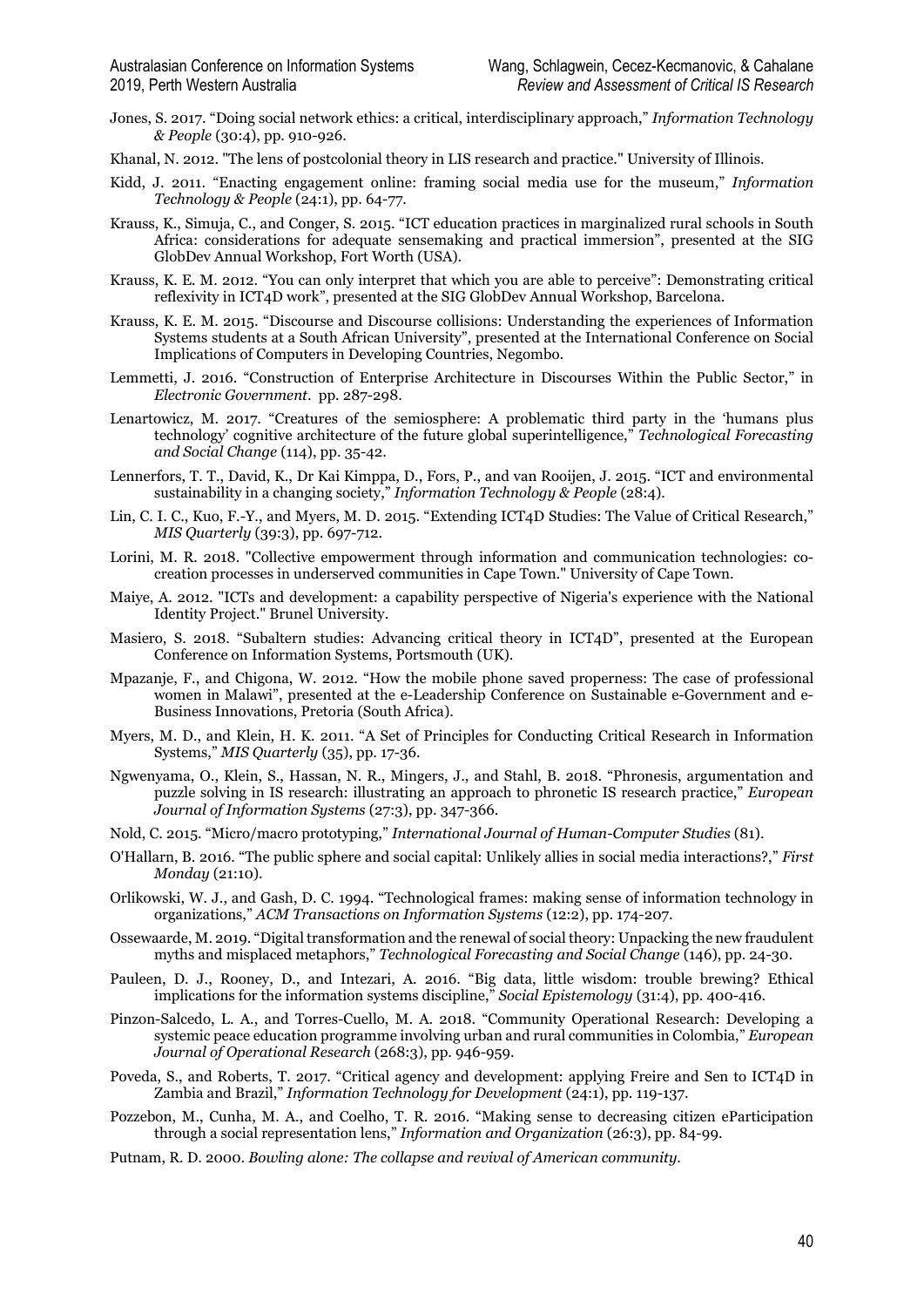Jones, S. 2017. "Doing social network ethics: a critical, interdisciplinary approach," *Information Technology & People* (30:4), pp. 910-926.

Khanal, N. 2012. "The lens of postcolonial theory in LIS research and practice." University of Illinois.

Kidd, J. 2011. "Enacting engagement online: framing social media use for the museum," *Information Technology & People* (24:1), pp. 64-77.

Krauss, K., Simuja, C., and Conger, S. 2015. "ICT education practices in marginalized rural schools in South Africa: considerations for adequate sensemaking and practical immersion", presented at the SIG GlobDev Annual Workshop, Fort Worth (USA).

Krauss, K. E. M. 2012. "You can only interpret that which you are able to perceive": Demonstrating critical reflexivity in ICT4D work", presented at the SIG GlobDev Annual Workshop, Barcelona.

Krauss, K. E. M. 2015. "Discourse and Discourse collisions: Understanding the experiences of Information Systems students at a South African University", presented at the International Conference on Social Implications of Computers in Developing Countries, Negombo.

Lemmetti, J. 2016. "Construction of Enterprise Architecture in Discourses Within the Public Sector," in *Electronic Government*. pp. 287-298.

Lenartowicz, M. 2017. "Creatures of the semiosphere: A problematic third party in the 'humans plus technology' cognitive architecture of the future global superintelligence," *Technological Forecasting and Social Change* (114), pp. 35-42.

Lennerfors, T. T., David, K., Dr Kai Kimppa, D., Fors, P., and van Rooijen, J. 2015. "ICT and environmental sustainability in a changing society," *Information Technology & People* (28:4).

Lin, C. I. C., Kuo, F.-Y., and Myers, M. D. 2015. "Extending ICT4D Studies: The Value of Critical Research," *MIS Quarterly* (39:3), pp. 697-712.

Lorini, M. R. 2018. "Collective empowerment through information and communication technologies: co-creation processes in underserved communities in Cape Town." University of Cape Town.

Maiye, A. 2012. "ICTs and development: a capability perspective of Nigeria's experience with the National Identity Project." Brunel University.

Masiero, S. 2018. "Subaltern studies: Advancing critical theory in ICT4D", presented at the European Conference on Information Systems, Portsmouth (UK).

Mpazanje, F., and Chigona, W. 2012. "How the mobile phone saved properness: The case of professional women in Malawi", presented at the e-Leadership Conference on Sustainable e-Government and e-Business Innovations, Pretoria (South Africa).

Myers, M. D., and Klein, H. K. 2011. "A Set of Principles for Conducting Critical Research in Information Systems," *MIS Quarterly* (35), pp. 17-36.

Ngwenyama, O., Klein, S., Hassan, N. R., Mingers, J., and Stahl, B. 2018. "Phronesis, argumentation and puzzle solving in IS research: illustrating an approach to phronetic IS research practice," *European Journal of Information Systems* (27:3), pp. 347-366.

Nold, C. 2015. "Micro/macro prototyping," *International Journal of Human-Computer Studies* (81).

O'Hallarn, B. 2016. "The public sphere and social capital: Unlikely allies in social media interactions?," *First Monday* (21:10).

Orlikowski, W. J., and Gash, D. C. 1994. "Technological frames: making sense of information technology in organizations," *ACM Transactions on Information Systems* (12:2), pp. 174-207.

Ossewaarde, M. 2019. "Digital transformation and the renewal of social theory: Unpacking the new fraudulent myths and misplaced metaphors," *Technological Forecasting and Social Change* (146), pp. 24-30.

Pauleen, D. J., Rooney, D., and Intezari, A. 2016. "Big data, little wisdom: trouble brewing? Ethical implications for the information systems discipline," *Social Epistemology* (31:4), pp. 400-416.

Pinzon-Salcedo, L. A., and Torres-Cuello, M. A. 2018. "Community Operational Research: Developing a systemic peace education programme involving urban and rural communities in Colombia," *European Journal of Operational Research* (268:3), pp. 946-959.

Poveda, S., and Roberts, T. 2017. "Critical agency and development: applying Freire and Sen to ICT4D in Zambia and Brazil," *Information Technology for Development* (24:1), pp. 119-137.

Pozzebon, M., Cunha, M. A., and Coelho, T. R. 2016. "Making sense to decreasing citizen eParticipation through a social representation lens," *Information and Organization* (26:3), pp. 84-99.

Putnam, R. D. 2000. *Bowling alone: The collapse and revival of American community.*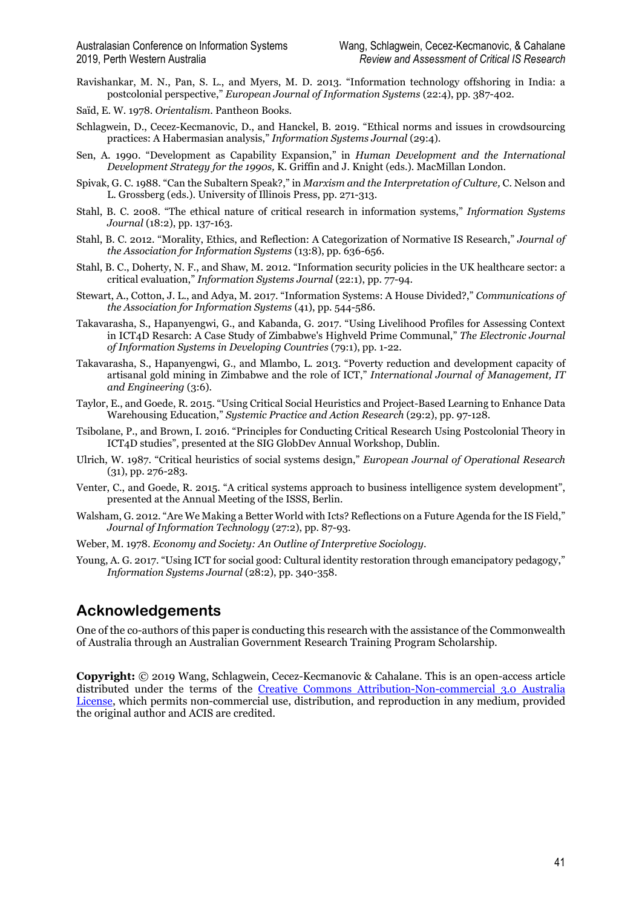Ravishankar, M. N., Pan, S. L., and Myers, M. D. 2013. "Information technology offshoring in India: a postcolonial perspective," *European Journal of Information Systems* (22:4), pp. 387-402.

Saïd, E. W. 1978. *Orientalism*. Pantheon Books.

Schlagwein, D., Cecez-Kecmanovic, D., and Hanckel, B. 2019. "Ethical norms and issues in crowdsourcing practices: A Habermasian analysis," *Information Systems Journal* (29:4).

Sen, A. 1990. "Development as Capability Expansion," in *Human Development and the International Development Strategy for the 1990s,* K. Griffin and J. Knight (eds.). MacMillan London.

Spivak, G. C. 1988. "Can the Subaltern Speak?," in *Marxism and the Interpretation of Culture,* C. Nelson and L. Grossberg (eds.). University of Illinois Press, pp. 271-313.

Stahl, B. C. 2008. "The ethical nature of critical research in information systems," *Information Systems Journal* (18:2), pp. 137-163.

Stahl, B. C. 2012. "Morality, Ethics, and Reflection: A Categorization of Normative IS Research," *Journal of the Association for Information Systems* (13:8), pp. 636-656.

Stahl, B. C., Doherty, N. F., and Shaw, M. 2012. "Information security policies in the UK healthcare sector: a critical evaluation," *Information Systems Journal* (22:1), pp. 77-94.

Stewart, A., Cotton, J. L., and Adya, M. 2017. "Information Systems: A House Divided?," *Communications of the Association for Information Systems* (41), pp. 544-586.

Takavarasha, S., Hapanyengwi, G., and Kabanda, G. 2017. "Using Livelihood Profiles for Assessing Context in ICT4D Resarch: A Case Study of Zimbabwe's Highveld Prime Communal," *The Electronic Journal of Information Systems in Developing Countries* (79:1), pp. 1-22.

Takavarasha, S., Hapanyengwi, G., and Mlambo, L. 2013. "Poverty reduction and development capacity of artisanal gold mining in Zimbabwe and the role of ICT," *International Journal of Management, IT and Engineering* (3:6).

Taylor, E., and Goede, R. 2015. "Using Critical Social Heuristics and Project-Based Learning to Enhance Data Warehousing Education," *Systemic Practice and Action Research* (29:2), pp. 97-128.

Tsibolane, P., and Brown, I. 2016. "Principles for Conducting Critical Research Using Postcolonial Theory in ICT4D studies", presented at the SIG GlobDev Annual Workshop, Dublin.

Ulrich, W. 1987. "Critical heuristics of social systems design," *European Journal of Operational Research* (31), pp. 276-283.

Venter, C., and Goede, R. 2015. "A critical systems approach to business intelligence system development", presented at the Annual Meeting of the ISSS, Berlin.

Walsham, G. 2012. "Are We Making a Better World with Icts? Reflections on a Future Agenda for the IS Field," *Journal of Information Technology* (27:2), pp. 87-93.

Weber, M. 1978. *Economy and Society: An Outline of Interpretive Sociology*.

Young, A. G. 2017. "Using ICT for social good: Cultural identity restoration through emancipatory pedagogy," *Information Systems Journal* (28:2), pp. 340-358.

## Acknowledgements

One of the co-authors of this paper is conducting this research with the assistance of the Commonwealth of Australia through an Australian Government Research Training Program Scholarship.

**Copyright:** © 2019 Wang, Schlagwein, Cecez-Kecmanovic & Cahalane. This is an open-access article distributed under the terms of the Creative Commons Attribution-Non-commercial 3.0 Australia License, which permits non-commercial use, distribution, and reproduction in any medium, provided the original author and ACIS are credited.